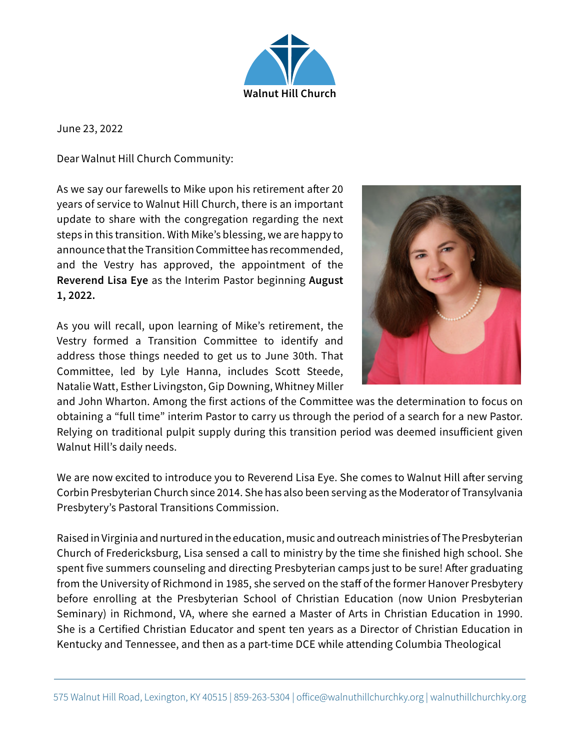Walnut Hill Church

June 23, 2022

Dear Walnut Hill Church Community:

As we say our farewells to Mike upon his retirement after 20 years of service to Walnut Hill Church, there is an important update to share with the congregation regarding the next steps in this transition. With Mike's blessing, we are happy to announce that the Transition Committee has recommended, and the Vestry has approved, the appointment of the **Reverend Lisa Eye** as the Interim Pastor beginning **August 1, 2022.**

As you will recall, upon learning of Mike's retirement, the Vestry formed a Transition Committee to identify and address those things needed to get us to June 30th. That Committee, led by Lyle Hanna, includes Scott Steede, Natalie Watt, Esther Livingston, Gip Downing, Whitney Miller and John Wharton. Among the first actions of the Committee was the determination to focus on obtaining a "full time" interim Pastor to carry us through the period of a search for a new Pastor. Relying on traditional pulpit supply during this transition period was deemed insufficient given Walnut Hill's daily needs.

We are now excited to introduce you to Reverend Lisa Eye. She comes to Walnut Hill after serving Corbin Presbyterian Church since 2014. She has also been serving as the Moderator of Transylvania Presbytery's Pastoral Transitions Commission.

Raised in Virginia and nurtured in the education, music and outreach ministries of The Presbyterian Church of Fredericksburg, Lisa sensed a call to ministry by the time she finished high school. She spent five summers counseling and directing Presbyterian camps just to be sure! After graduating from the University of Richmond in 1985, she served on the staff of the former Hanover Presbytery before enrolling at the Presbyterian School of Christian Education (now Union Presbyterian Seminary) in Richmond, VA, where she earned a Master of Arts in Christian Education in 1990. She is a Certified Christian Educator and spent ten years as a Director of Christian Education in Kentucky and Tennessee, and then as a part-time DCE while attending Columbia Theological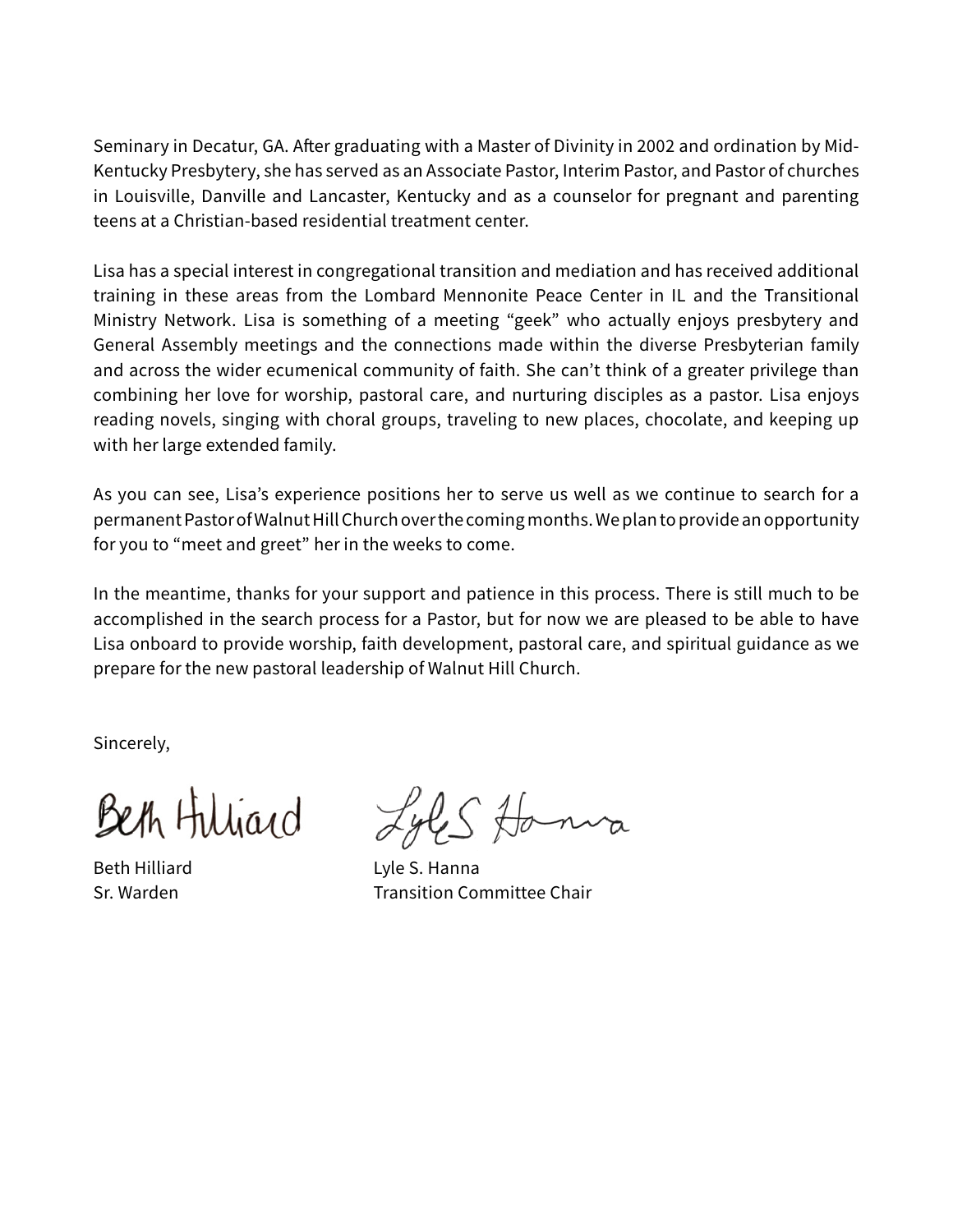Seminary in Decatur, GA. After graduating with a Master of Divinity in 2002 and ordination by Mid-Kentucky Presbytery, she has served as an Associate Pastor, Interim Pastor, and Pastor of churches in Louisville, Danville and Lancaster, Kentucky and as a counselor for pregnant and parenting teens at a Christian-based residential treatment center.

Lisa has a special interest in congregational transition and mediation and has received additional training in these areas from the Lombard Mennonite Peace Center in IL and the Transitional Ministry Network. Lisa is something of a meeting “geek” who actually enjoys presbytery and General Assembly meetings and the connections made within the diverse Presbyterian family and across the wider ecumenical community of faith. She can’t think of a greater privilege than combining her love for worship, pastoral care, and nurturing disciples as a pastor. Lisa enjoys reading novels, singing with choral groups, traveling to new places, chocolate, and keeping up with her large extended family.

As you can see, Lisa’s experience positions her to serve us well as we continue to search for a permanent Pastor of Walnut Hill Church over the coming months. We plan to provide an opportunity for you to “meet and greet” her in the weeks to come.

In the meantime, thanks for your support and patience in this process. There is still much to be accomplished in the search process for a Pastor, but for now we are pleased to be able to have Lisa onboard to provide worship, faith development, pastoral care, and spiritual guidance as we prepare for the new pastoral leadership of Walnut Hill Church.

Sincerely,

Beth Hilliard
Sr. Warden

Lyle S. Hanna
Transition Committee Chair